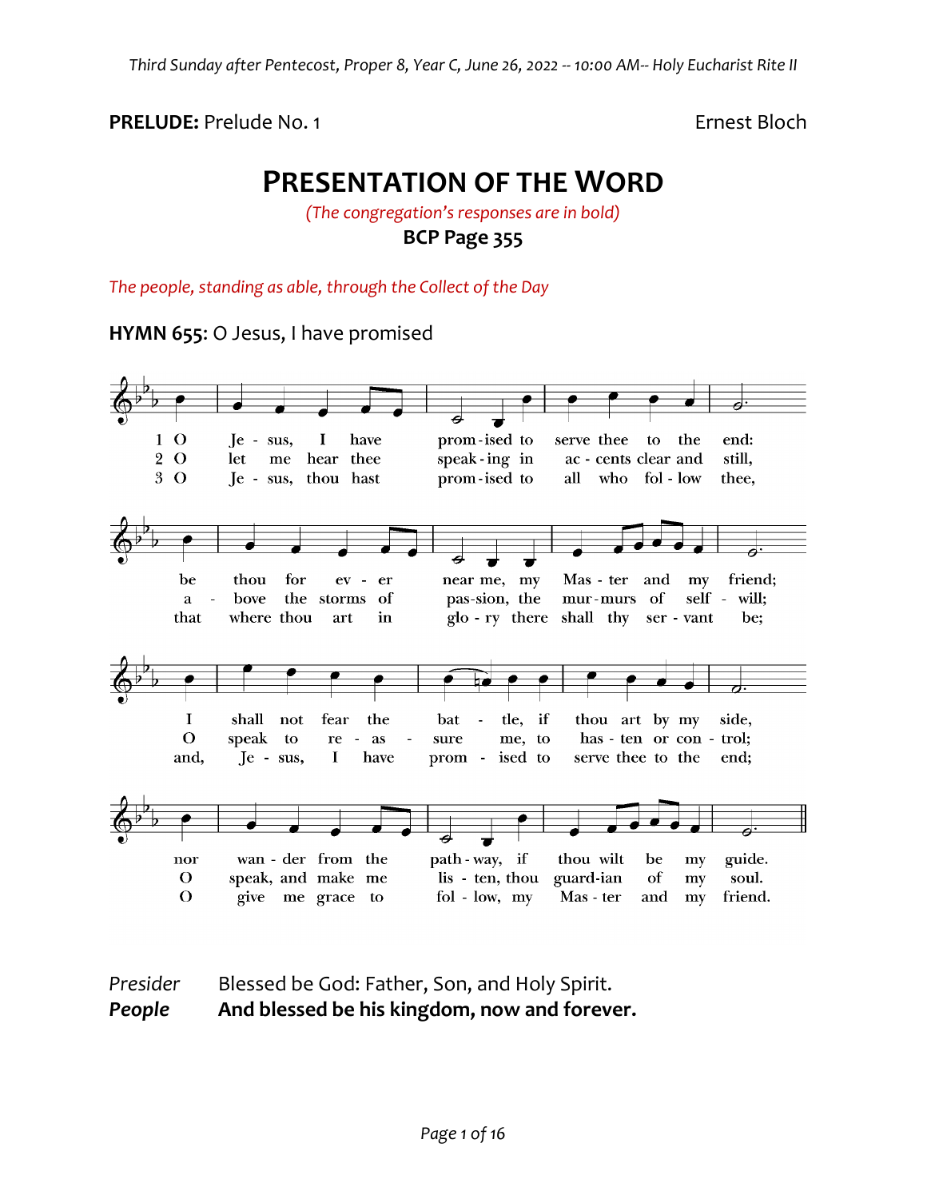**PRELUDE:** Prelude No. 1 Ernest Bloch

# PRESENTATION OF THE WORD

*(The congregation's responses are in bold)*

**BCP Page 355**

*The people, standing as able, through the Collect of the Day*

**HYMN 655**: O Jesus, I have promised

1 O Jesus, I have promised to serve thee to the end:
be thou for ever near me, my Master and my friend;
I shall not fear the battle, if thou art by my side,
nor wander from the pathway, if thou wilt be my guide.

2 O let me hear thee speaking in accents clear and still,
above the storms of passion, the murmurs of self-will;
O speak to reassure me, to hasten or control;
O speak, and make me listen, thou guardian of my soul.

3 O Jesus, thou hast promised to all who follow thee,
that where thou art in glory there shall thy servant be;
and, Jesus, I have promised to serve thee to the end;
O give me grace to follow, my Master and my friend.

*Presider* Blessed be God: Father, Son, and Holy Spirit.
***People*** **And blessed be his kingdom, now and forever.**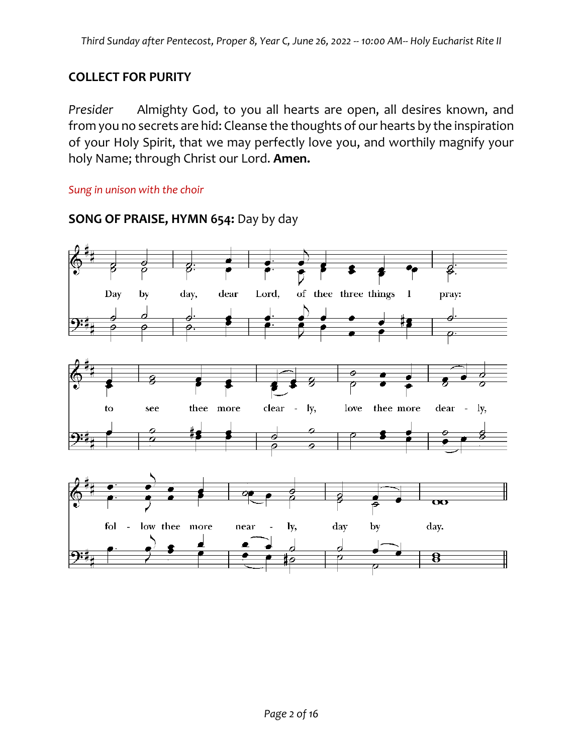## COLLECT FOR PURITY

*Presider* Almighty God, to you all hearts are open, all desires known, and from you no secrets are hid: Cleanse the thoughts of our hearts by the inspiration of your Holy Spirit, that we may perfectly love you, and worthily magnify your holy Name; through Christ our Lord. **Amen.**

*Sung in unison with the choir*

**SONG OF PRAISE, HYMN 654:** Day by day

Day by day, dear Lord, of thee three things I pray: to see thee more clear - ly, love thee more dear - ly, fol - low thee more near - ly, day by day.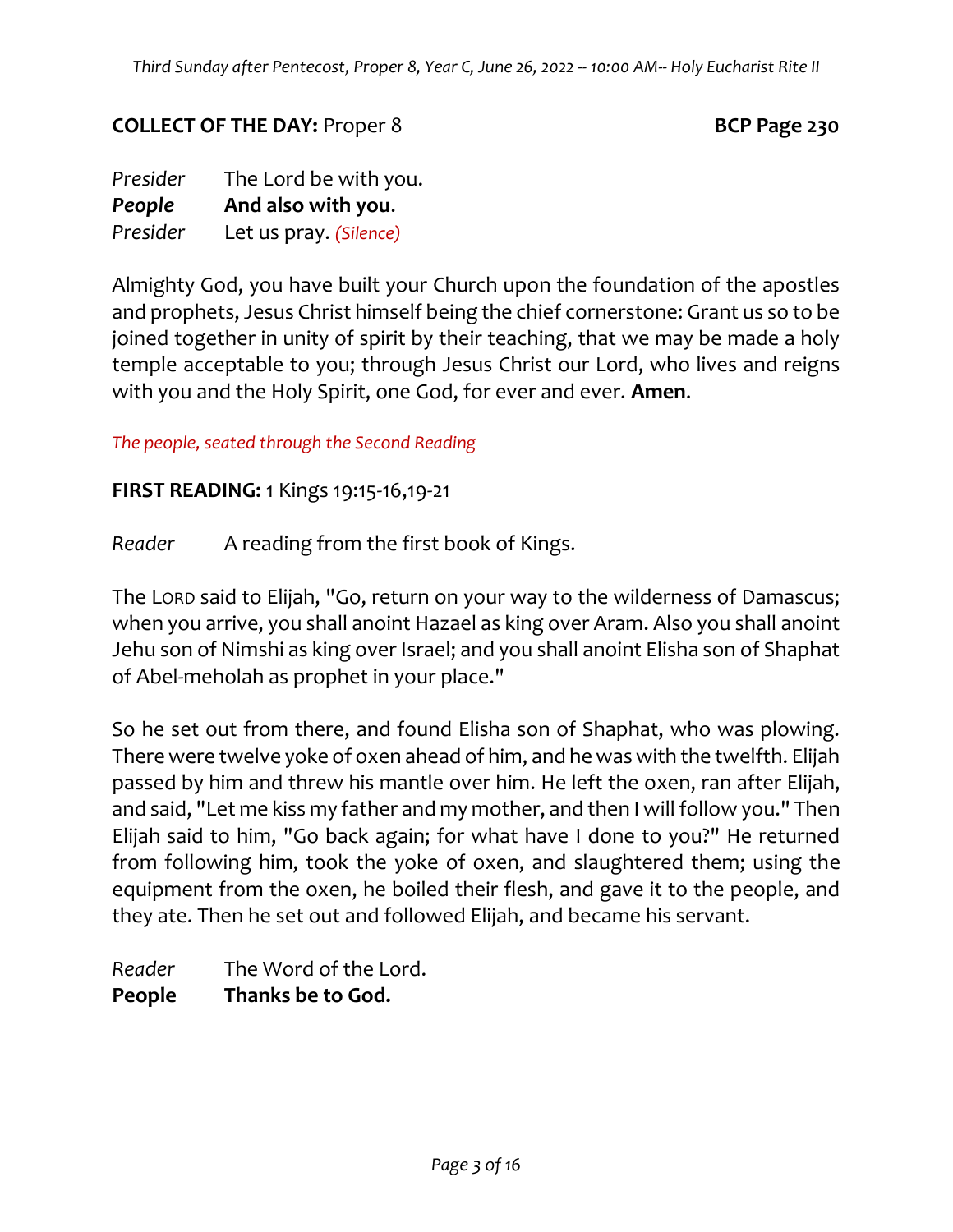**COLLECT OF THE DAY:** Proper 8 **BCP Page 230**

*Presider* The Lord be with you.
***People*** **And also with you**.
*Presider* Let us pray. *(Silence)*

Almighty God, you have built your Church upon the foundation of the apostles and prophets, Jesus Christ himself being the chief cornerstone: Grant us so to be joined together in unity of spirit by their teaching, that we may be made a holy temple acceptable to you; through Jesus Christ our Lord, who lives and reigns with you and the Holy Spirit, one God, for ever and ever. **Amen**.

*The people, seated through the Second Reading*

**FIRST READING:** 1 Kings 19:15-16,19-21

*Reader* A reading from the first book of Kings.

The LORD said to Elijah, "Go, return on your way to the wilderness of Damascus; when you arrive, you shall anoint Hazael as king over Aram. Also you shall anoint Jehu son of Nimshi as king over Israel; and you shall anoint Elisha son of Shaphat of Abel-meholah as prophet in your place."

So he set out from there, and found Elisha son of Shaphat, who was plowing. There were twelve yoke of oxen ahead of him, and he was with the twelfth. Elijah passed by him and threw his mantle over him. He left the oxen, ran after Elijah, and said, "Let me kiss my father and my mother, and then I will follow you." Then Elijah said to him, "Go back again; for what have I done to you?" He returned from following him, took the yoke of oxen, and slaughtered them; using the equipment from the oxen, he boiled their flesh, and gave it to the people, and they ate. Then he set out and followed Elijah, and became his servant.

*Reader* The Word of the Lord.
**People** **Thanks be to God.**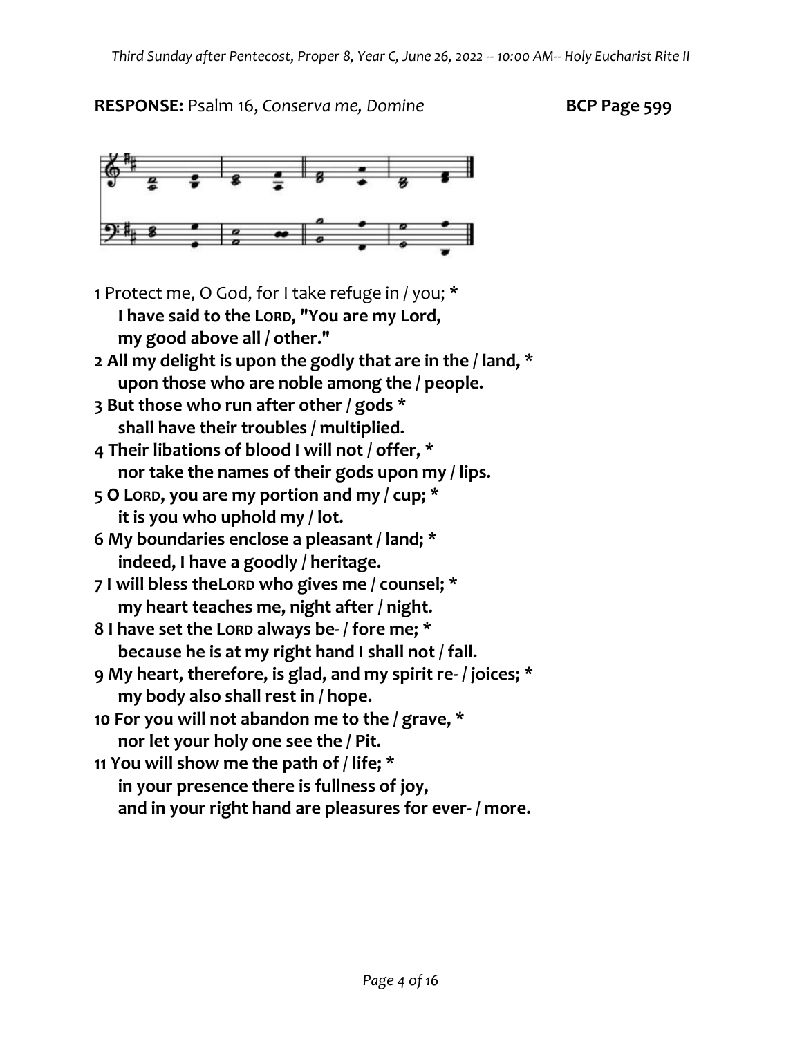**RESPONSE:** Psalm 16, *Conserva me, Domine* **BCP Page 599**

1 Protect me, O God, for I take refuge in / you; *
**I have said to the LORD, "You are my Lord,**
**my good above all / other."**

**2 All my delight is upon the godly that are in the / land, ***
**upon those who are noble among the / people.**

**3 But those who run after other / gods ***
**shall have their troubles / multiplied.**

**4 Their libations of blood I will not / offer, ***
**nor take the names of their gods upon my / lips.**

**5 O LORD, you are my portion and my / cup; ***
**it is you who uphold my / lot.**

**6 My boundaries enclose a pleasant / land; ***
**indeed, I have a goodly / heritage.**

**7 I will bless theLORD who gives me / counsel; ***
**my heart teaches me, night after / night.**

**8 I have set the LORD always be- / fore me; ***
**because he is at my right hand I shall not / fall.**

**9 My heart, therefore, is glad, and my spirit re- / joices; ***
**my body also shall rest in / hope.**

**10 For you will not abandon me to the / grave, ***
**nor let your holy one see the / Pit.**

**11 You will show me the path of / life; ***
**in your presence there is fullness of joy,**
**and in your right hand are pleasures for ever- / more.**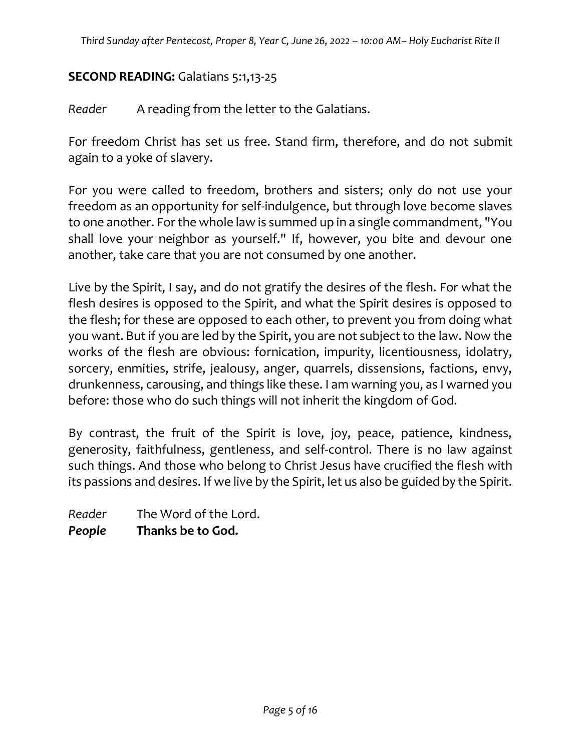**SECOND READING:** Galatians 5:1,13-25

*Reader* A reading from the letter to the Galatians.

For freedom Christ has set us free. Stand firm, therefore, and do not submit again to a yoke of slavery.

For you were called to freedom, brothers and sisters; only do not use your freedom as an opportunity for self-indulgence, but through love become slaves to one another. For the whole law is summed up in a single commandment, "You shall love your neighbor as yourself." If, however, you bite and devour one another, take care that you are not consumed by one another.

Live by the Spirit, I say, and do not gratify the desires of the flesh. For what the flesh desires is opposed to the Spirit, and what the Spirit desires is opposed to the flesh; for these are opposed to each other, to prevent you from doing what you want. But if you are led by the Spirit, you are not subject to the law. Now the works of the flesh are obvious: fornication, impurity, licentiousness, idolatry, sorcery, enmities, strife, jealousy, anger, quarrels, dissensions, factions, envy, drunkenness, carousing, and things like these. I am warning you, as I warned you before: those who do such things will not inherit the kingdom of God.

By contrast, the fruit of the Spirit is love, joy, peace, patience, kindness, generosity, faithfulness, gentleness, and self-control. There is no law against such things. And those who belong to Christ Jesus have crucified the flesh with its passions and desires. If we live by the Spirit, let us also be guided by the Spirit.

*Reader* The Word of the Lord.
***People*** **Thanks be to God.**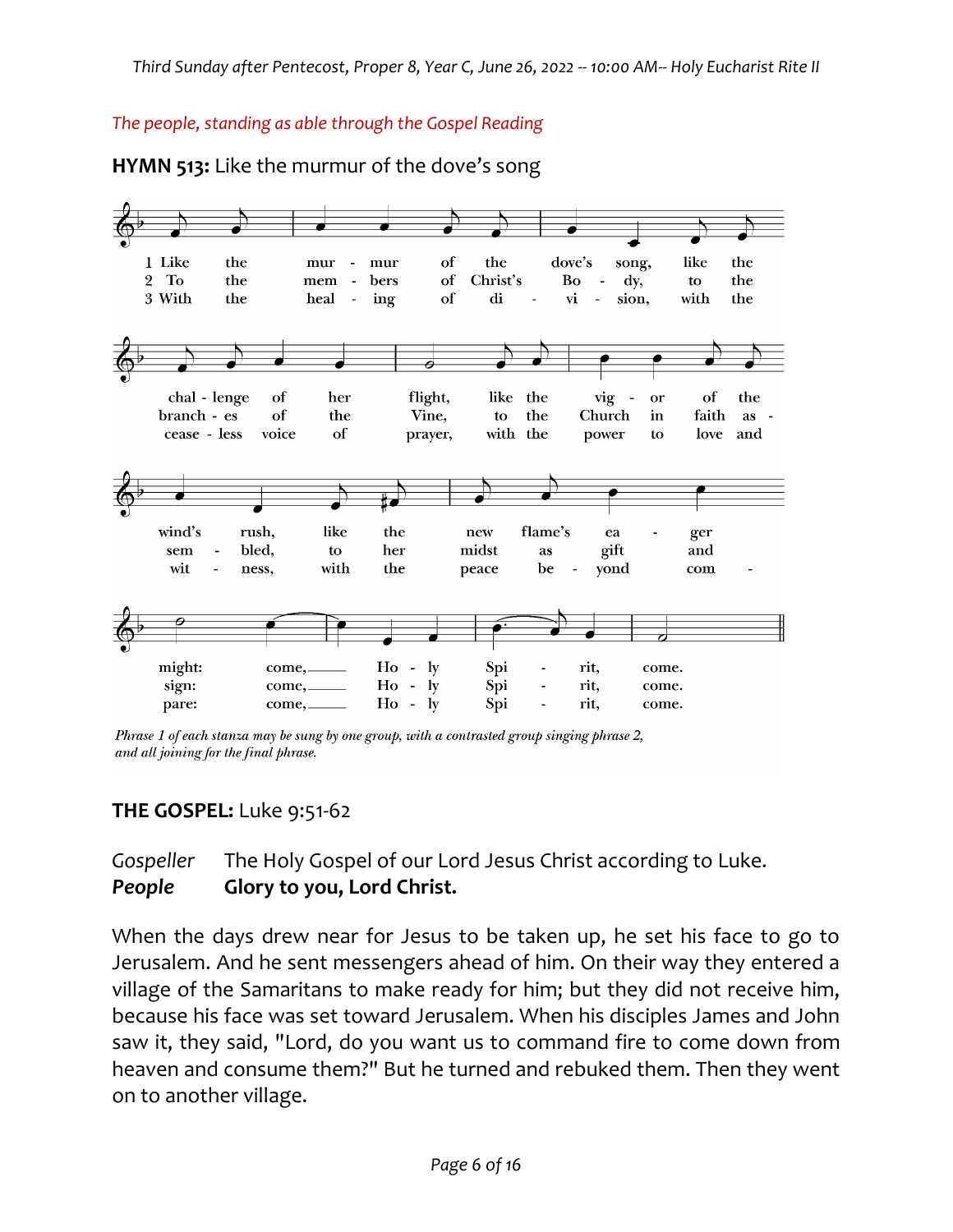*The people, standing as able through the Gospel Reading*

**HYMN 513:** Like the murmur of the dove's song

1 Like the murmur of the dove's song, like the challenge of her flight, like the vigor of the wind's rush, like the new flame's eager might: come, Holy Spirit, come.

2 To the members of Christ's Body, to the branches of the Vine, to the Church in faith assembled, to her midst as gift and sign: come, Holy Spirit, come.

3 With the healing of division, with the ceaseless voice of prayer, with the power to love and witness, with the peace beyond compare: come, Holy Spirit, come.

*Phrase 1 of each stanza may be sung by one group, with a contrasted group singing phrase 2, and all joining for the final phrase.*

**THE GOSPEL:** Luke 9:51-62

*Gospeller* The Holy Gospel of our Lord Jesus Christ according to Luke.
***People*** **Glory to you, Lord Christ.**

When the days drew near for Jesus to be taken up, he set his face to go to Jerusalem. And he sent messengers ahead of him. On their way they entered a village of the Samaritans to make ready for him; but they did not receive him, because his face was set toward Jerusalem. When his disciples James and John saw it, they said, "Lord, do you want us to command fire to come down from heaven and consume them?" But he turned and rebuked them. Then they went on to another village.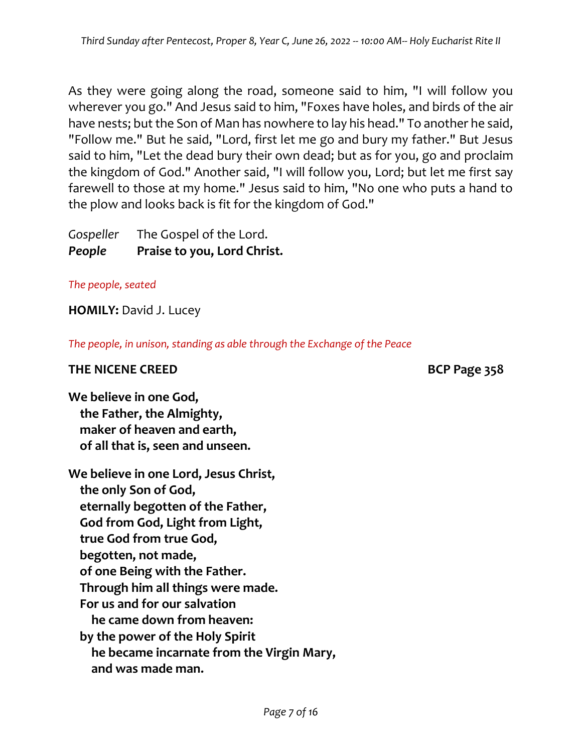As they were going along the road, someone said to him, "I will follow you wherever you go." And Jesus said to him, "Foxes have holes, and birds of the air have nests; but the Son of Man has nowhere to lay his head." To another he said, "Follow me." But he said, "Lord, first let me go and bury my father." But Jesus said to him, "Let the dead bury their own dead; but as for you, go and proclaim the kingdom of God." Another said, "I will follow you, Lord; but let me first say farewell to those at my home." Jesus said to him, "No one who puts a hand to the plow and looks back is fit for the kingdom of God."

*Gospeller* The Gospel of the Lord.
***People*** **Praise to you, Lord Christ.**

*The people, seated*

**HOMILY:** David J. Lucey

*The people, in unison, standing as able through the Exchange of the Peace*

**THE NICENE CREED** **BCP Page 358**

**We believe in one God,**
**the Father, the Almighty,**
**maker of heaven and earth,**
**of all that is, seen and unseen.**

**We believe in one Lord, Jesus Christ,**
**the only Son of God,**
**eternally begotten of the Father,**
**God from God, Light from Light,**
**true God from true God,**
**begotten, not made,**
**of one Being with the Father.**
**Through him all things were made.**
**For us and for our salvation**
**he came down from heaven:**
**by the power of the Holy Spirit**
**he became incarnate from the Virgin Mary,**
**and was made man.**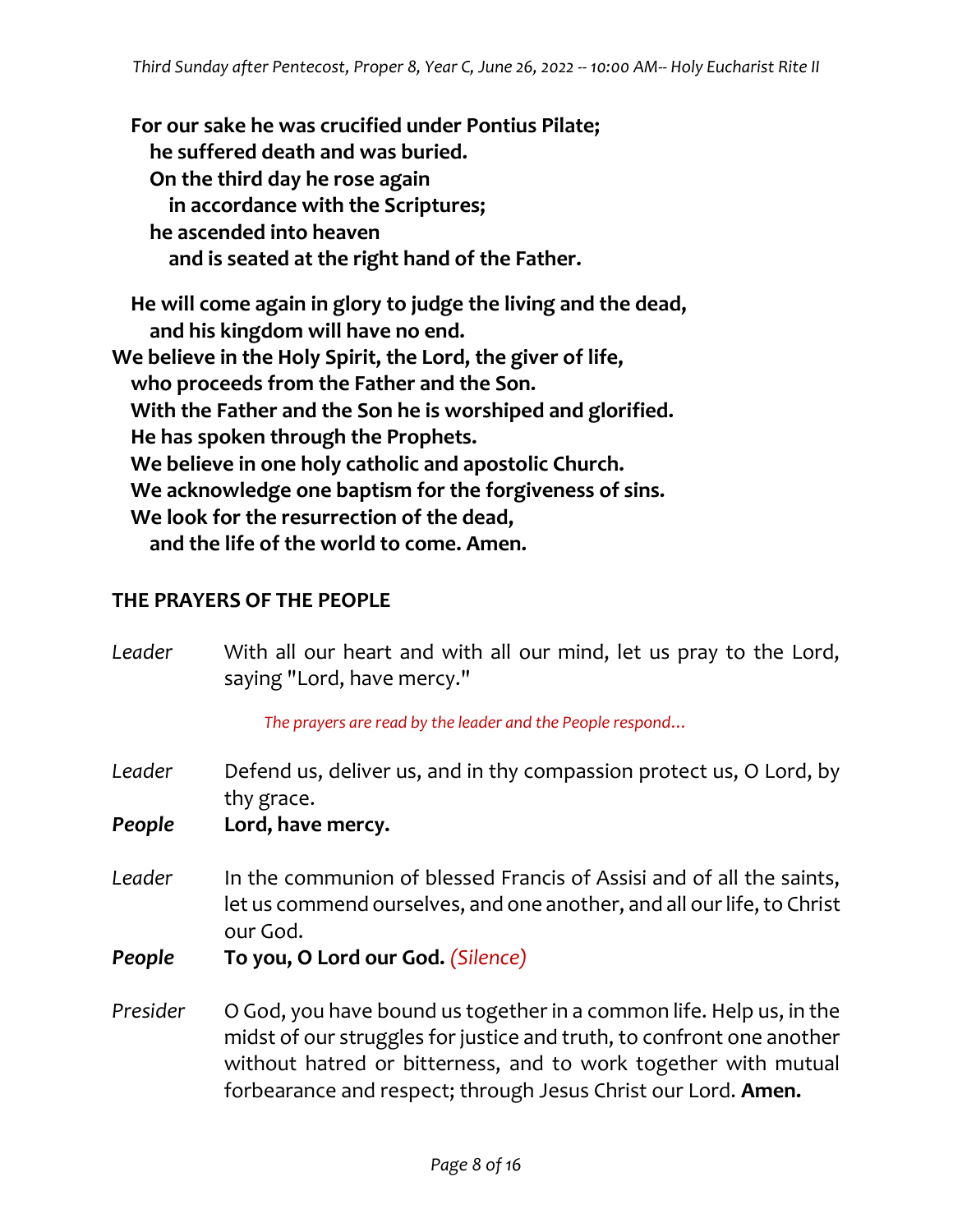**For our sake he was crucified under Pontius Pilate;**
**he suffered death and was buried.**
**On the third day he rose again**
**in accordance with the Scriptures;**
**he ascended into heaven**
**and is seated at the right hand of the Father.**

**He will come again in glory to judge the living and the dead,**
**and his kingdom will have no end.**
**We believe in the Holy Spirit, the Lord, the giver of life,**
**who proceeds from the Father and the Son.**
**With the Father and the Son he is worshiped and glorified.**
**He has spoken through the Prophets.**
**We believe in one holy catholic and apostolic Church.**
**We acknowledge one baptism for the forgiveness of sins.**
**We look for the resurrection of the dead,**
**and the life of the world to come. Amen.**

## THE PRAYERS OF THE PEOPLE

*Leader* With all our heart and with all our mind, let us pray to the Lord, saying "Lord, have mercy."

*The prayers are read by the leader and the People respond…*

*Leader* Defend us, deliver us, and in thy compassion protect us, O Lord, by thy grace.

***People*** **Lord, have mercy.**

*Leader* In the communion of blessed Francis of Assisi and of all the saints, let us commend ourselves, and one another, and all our life, to Christ our God.

***People*** **To you, O Lord our God.** *(Silence)*

*Presider* O God, you have bound us together in a common life. Help us, in the midst of our struggles for justice and truth, to confront one another without hatred or bitterness, and to work together with mutual forbearance and respect; through Jesus Christ our Lord. **Amen.**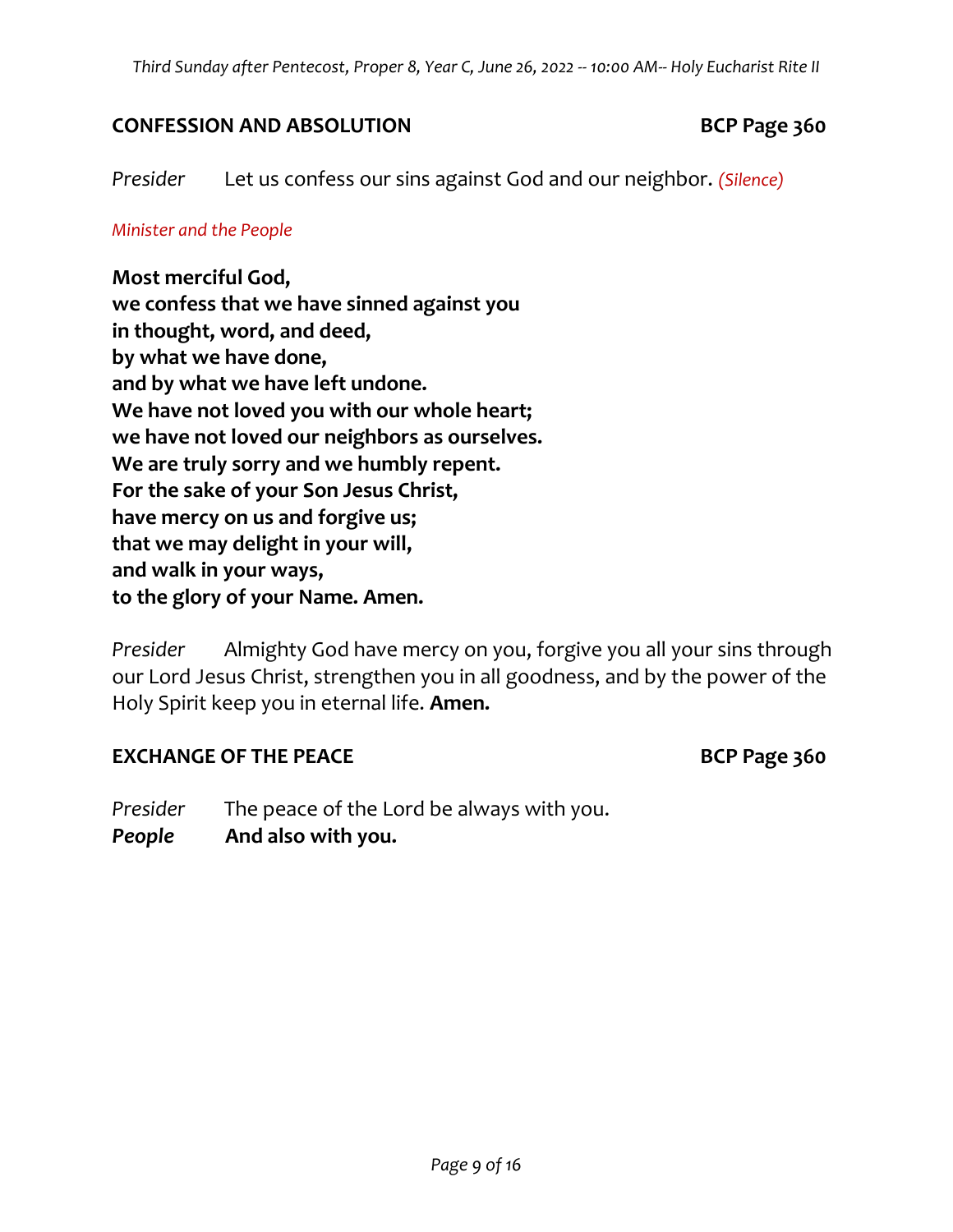## CONFESSION AND ABSOLUTION — BCP Page 360

*Presider* Let us confess our sins against God and our neighbor. *(Silence)*

*Minister and the People*

**Most merciful God,**
**we confess that we have sinned against you**
**in thought, word, and deed,**
**by what we have done,**
**and by what we have left undone.**
**We have not loved you with our whole heart;**
**we have not loved our neighbors as ourselves.**
**We are truly sorry and we humbly repent.**
**For the sake of your Son Jesus Christ,**
**have mercy on us and forgive us;**
**that we may delight in your will,**
**and walk in your ways,**
**to the glory of your Name. Amen.**

*Presider* Almighty God have mercy on you, forgive you all your sins through our Lord Jesus Christ, strengthen you in all goodness, and by the power of the Holy Spirit keep you in eternal life. **Amen.**

## EXCHANGE OF THE PEACE — BCP Page 360

*Presider* The peace of the Lord be always with you.
***People*** **And also with you.**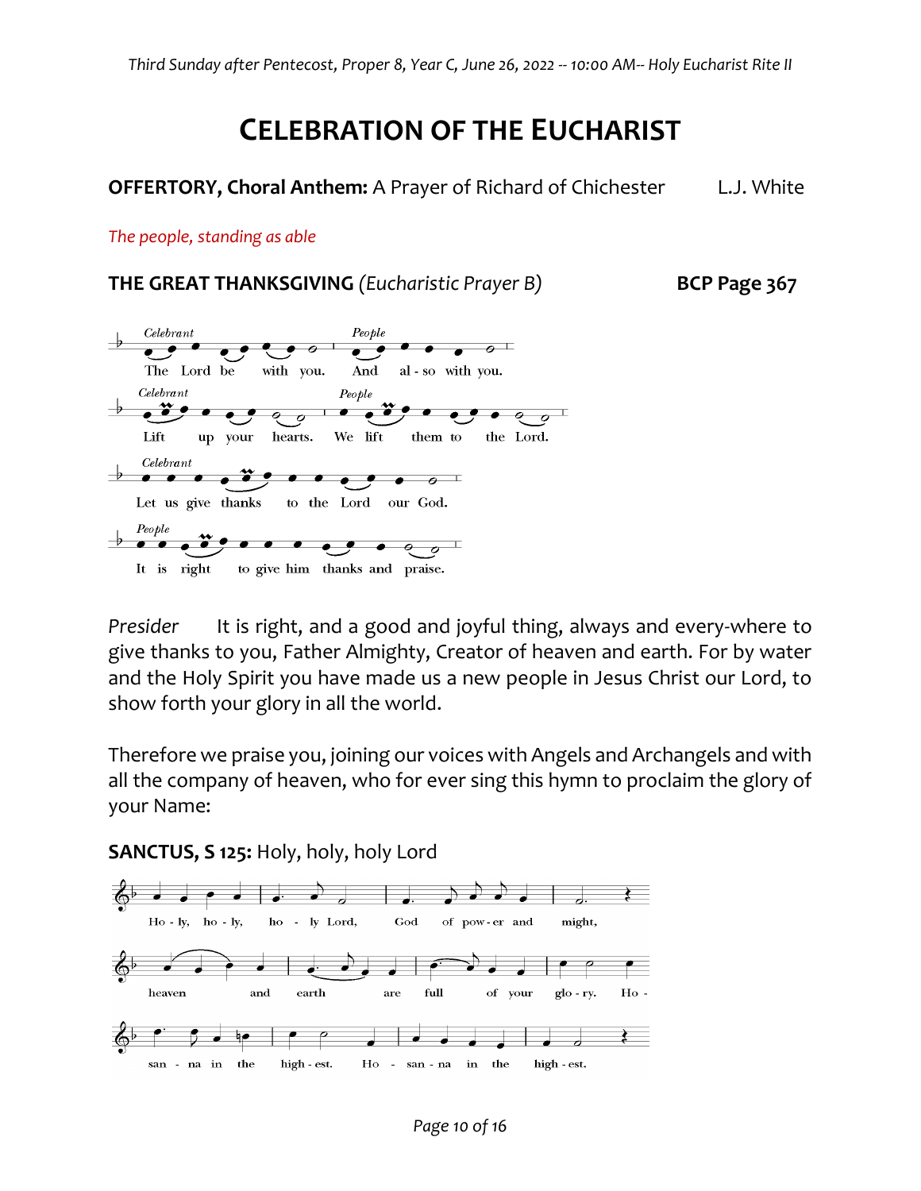# CELEBRATION OF THE EUCHARIST

**OFFERTORY, Choral Anthem:** A Prayer of Richard of Chichester L.J. White

*The people, standing as able*

**THE GREAT THANKSGIVING** *(Eucharistic Prayer B)* **BCP Page 367**

*Celebrant* The Lord be with you. *People* And also with you.

*Celebrant* Lift up your hearts. *People* We lift them to the Lord.

*Celebrant* Let us give thanks to the Lord our God.

*People* It is right to give him thanks and praise.

*Presider* It is right, and a good and joyful thing, always and every-where to give thanks to you, Father Almighty, Creator of heaven and earth. For by water and the Holy Spirit you have made us a new people in Jesus Christ our Lord, to show forth your glory in all the world.

Therefore we praise you, joining our voices with Angels and Archangels and with all the company of heaven, who for ever sing this hymn to proclaim the glory of your Name:

**SANCTUS, S 125:** Holy, holy, holy Lord

Holy, holy, holy Lord, God of power and might, heaven and earth are full of your glory. Hosanna in the highest. Hosanna in the highest.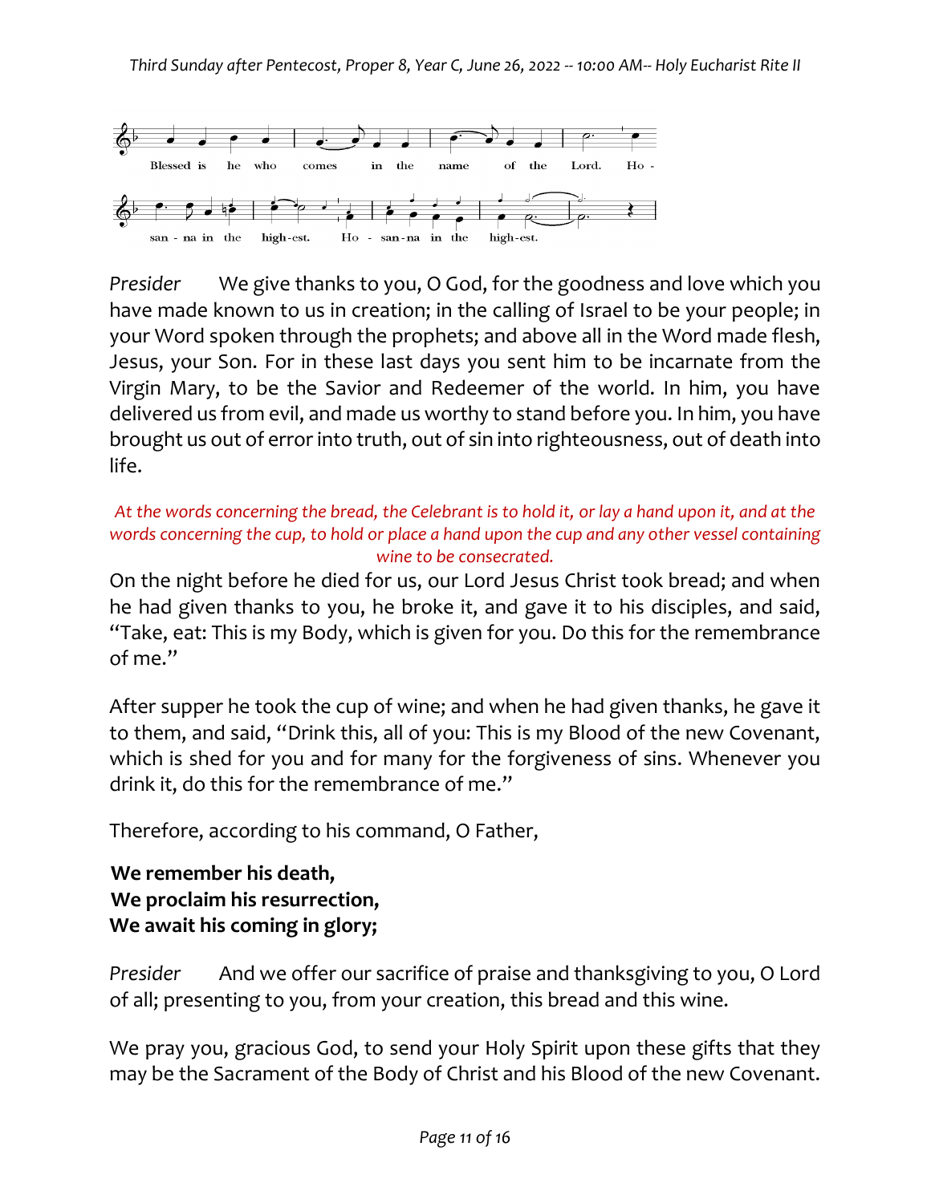Blessed is he who comes in the name of the Lord. Hosanna in the highest. Hosanna in the highest.

*Presider* We give thanks to you, O God, for the goodness and love which you have made known to us in creation; in the calling of Israel to be your people; in your Word spoken through the prophets; and above all in the Word made flesh, Jesus, your Son. For in these last days you sent him to be incarnate from the Virgin Mary, to be the Savior and Redeemer of the world. In him, you have delivered us from evil, and made us worthy to stand before you. In him, you have brought us out of error into truth, out of sin into righteousness, out of death into life.

*At the words concerning the bread, the Celebrant is to hold it, or lay a hand upon it, and at the words concerning the cup, to hold or place a hand upon the cup and any other vessel containing wine to be consecrated.*

On the night before he died for us, our Lord Jesus Christ took bread; and when he had given thanks to you, he broke it, and gave it to his disciples, and said, "Take, eat: This is my Body, which is given for you. Do this for the remembrance of me."

After supper he took the cup of wine; and when he had given thanks, he gave it to them, and said, "Drink this, all of you: This is my Blood of the new Covenant, which is shed for you and for many for the forgiveness of sins. Whenever you drink it, do this for the remembrance of me."

Therefore, according to his command, O Father,

**We remember his death,**
**We proclaim his resurrection,**
**We await his coming in glory;**

*Presider* And we offer our sacrifice of praise and thanksgiving to you, O Lord of all; presenting to you, from your creation, this bread and this wine.

We pray you, gracious God, to send your Holy Spirit upon these gifts that they may be the Sacrament of the Body of Christ and his Blood of the new Covenant.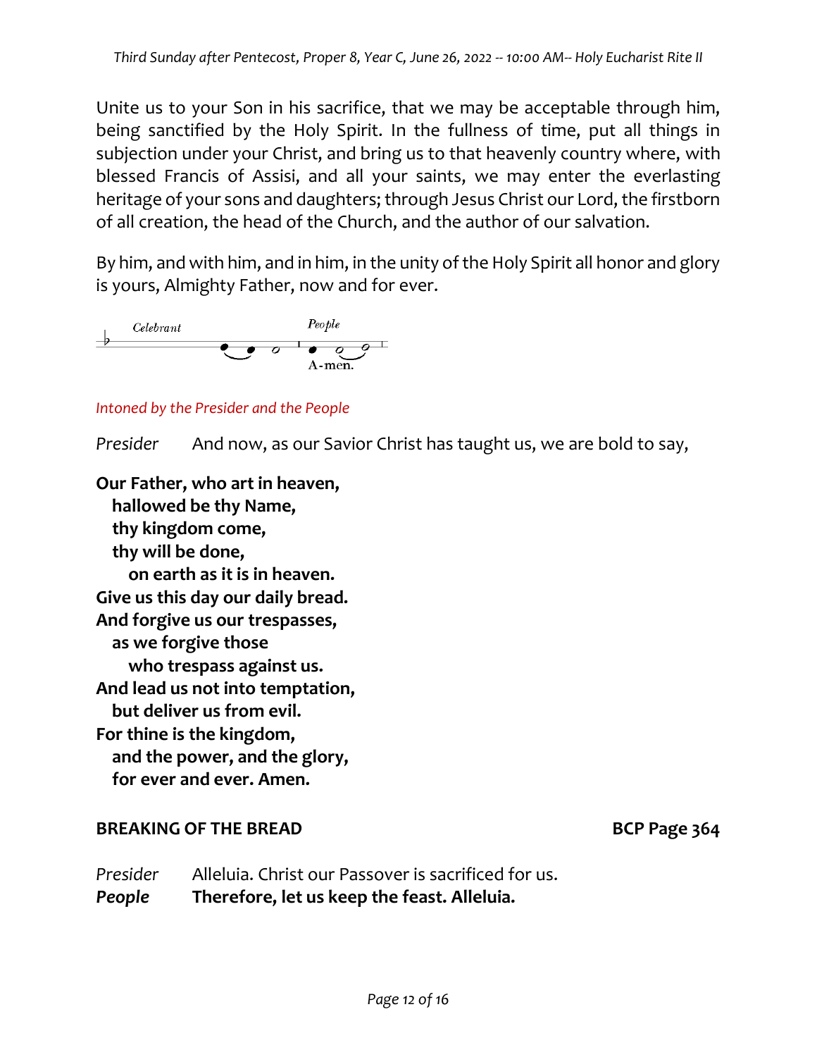Unite us to your Son in his sacrifice, that we may be acceptable through him, being sanctified by the Holy Spirit. In the fullness of time, put all things in subjection under your Christ, and bring us to that heavenly country where, with blessed Francis of Assisi, and all your saints, we may enter the everlasting heritage of your sons and daughters; through Jesus Christ our Lord, the firstborn of all creation, the head of the Church, and the author of our salvation.

By him, and with him, and in him, in the unity of the Holy Spirit all honor and glory is yours, Almighty Father, now and for ever.

*Celebrant* *People*

A-men.

*Intoned by the Presider and the People*

*Presider* And now, as our Savior Christ has taught us, we are bold to say,

**Our Father, who art in heaven,**
**hallowed be thy Name,**
**thy kingdom come,**
**thy will be done,**
**on earth as it is in heaven.**
**Give us this day our daily bread.**
**And forgive us our trespasses,**
**as we forgive those**
**who trespass against us.**
**And lead us not into temptation,**
**but deliver us from evil.**
**For thine is the kingdom,**
**and the power, and the glory,**
**for ever and ever. Amen.**

## BREAKING OF THE BREAD **BCP Page 364**

*Presider* Alleluia. Christ our Passover is sacrificed for us.
***People*** **Therefore, let us keep the feast. Alleluia.**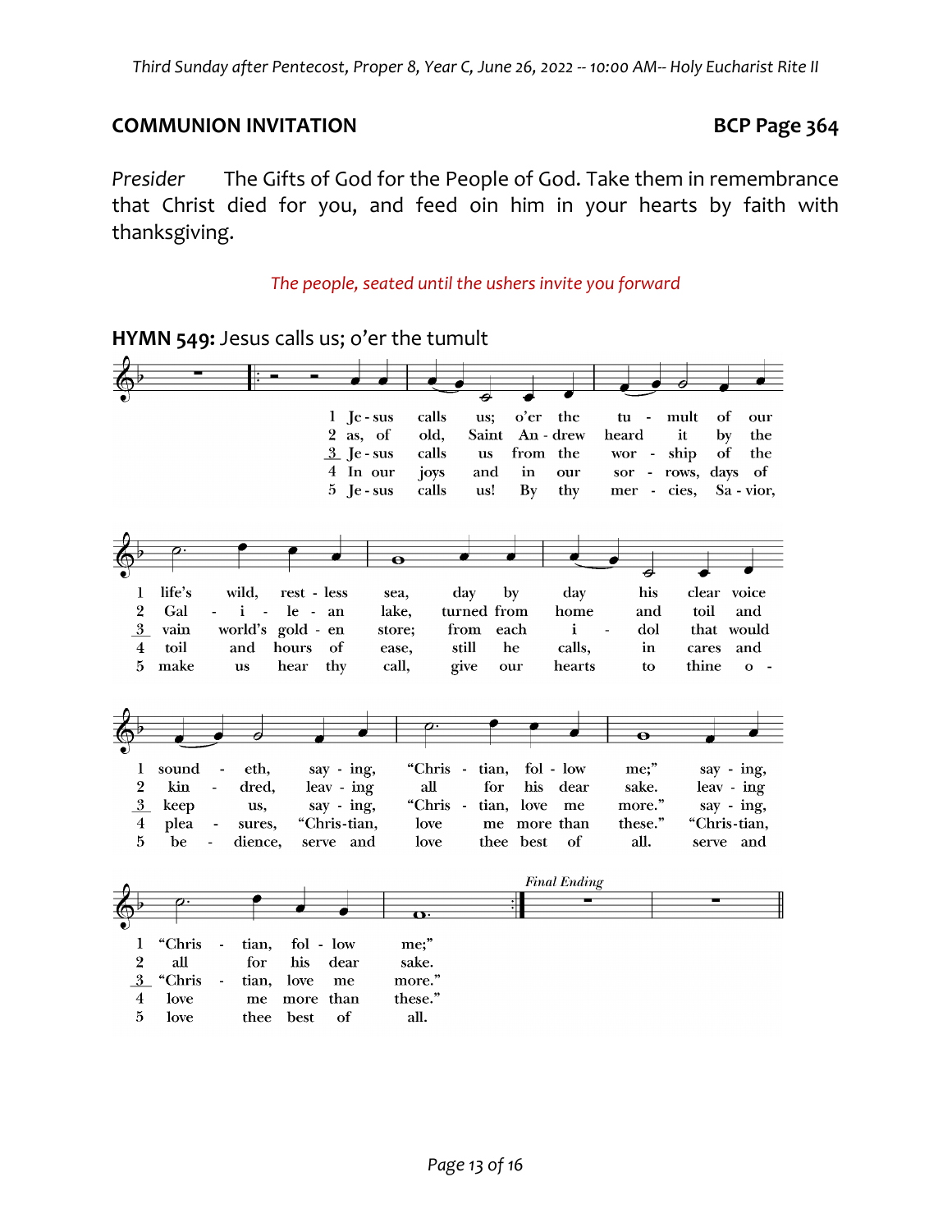## COMMUNION INVITATION

**BCP Page 364**

*Presider* The Gifts of God for the People of God. Take them in remembrance that Christ died for you, and feed oin him in your hearts by faith with thanksgiving.

*The people, seated until the ushers invite you forward*

**HYMN 549:** Jesus calls us; o'er the tumult

1 Jesus calls us; o'er the tumult of our life's wild, restless sea, day by day his clear voice soundeth, saying, "Christian, follow me;" saying, "Christian, follow me;"

2 as, of old, Saint Andrew heard it by the Galilean lake, turned from home and toil and kindred, leaving all for his dear sake. leaving all for his dear sake.

3 Jesus calls us from the worship of the vain world's golden store; from each idol that would keep us, saying, "Christian, love me more." saying, "Christian, love me more."

4 In our joys and in our sorrows, days of toil and hours of ease, still he calls, in cares and pleasures, "Christian, love me more than these." "Christian, love me more than these."

5 Jesus calls us! By thy mercies, Savior, make us hear thy call, give our hearts to thine obedience, serve and love thee best of all. serve and love thee best of all.

*Final Ending*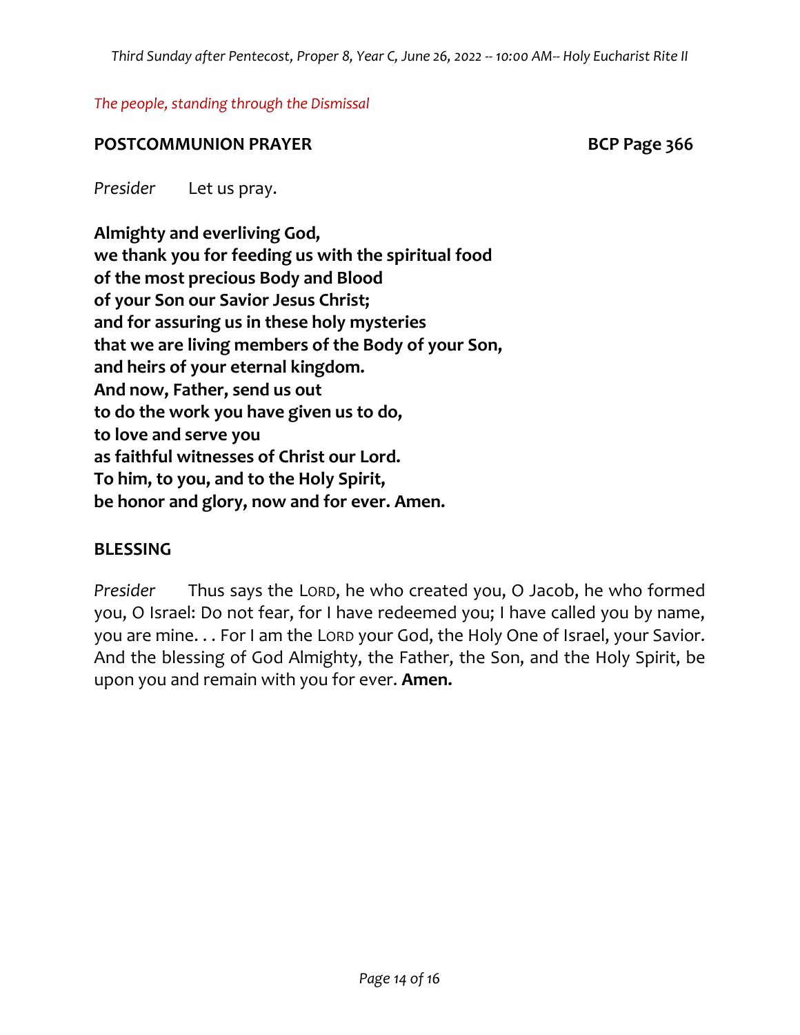*The people, standing through the Dismissal*

## POSTCOMMUNION PRAYER — BCP Page 366

*Presider* Let us pray.

**Almighty and everliving God,**
**we thank you for feeding us with the spiritual food**
**of the most precious Body and Blood**
**of your Son our Savior Jesus Christ;**
**and for assuring us in these holy mysteries**
**that we are living members of the Body of your Son,**
**and heirs of your eternal kingdom.**
**And now, Father, send us out**
**to do the work you have given us to do,**
**to love and serve you**
**as faithful witnesses of Christ our Lord.**
**To him, to you, and to the Holy Spirit,**
**be honor and glory, now and for ever. Amen.**

## BLESSING

*Presider* Thus says the LORD, he who created you, O Jacob, he who formed you, O Israel: Do not fear, for I have redeemed you; I have called you by name, you are mine. . . For I am the LORD your God, the Holy One of Israel, your Savior. And the blessing of God Almighty, the Father, the Son, and the Holy Spirit, be upon you and remain with you for ever. **Amen.**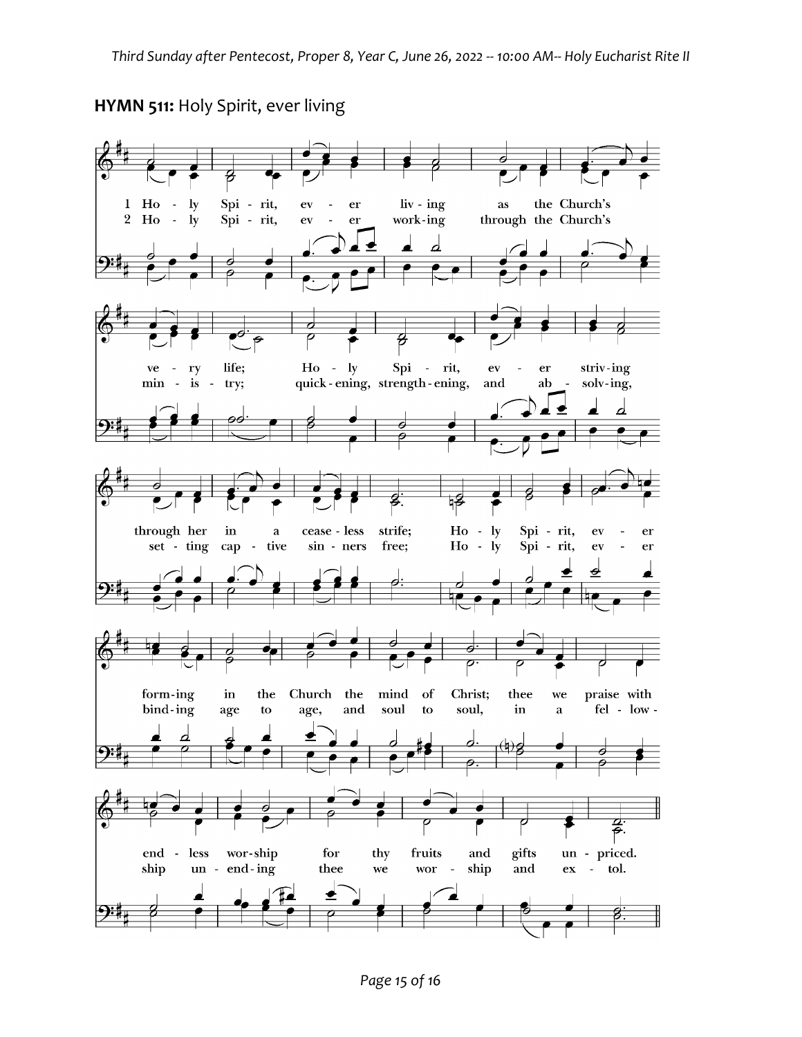**HYMN 511:** Holy Spirit, ever living

1 Holy Spirit, ever living as the Church's very life;
Holy Spirit, ever striving through her in a ceaseless strife;
Holy Spirit, ever forming in the Church the mind of Christ;
thee we praise with endless worship for thy fruits and gifts unpriced.

2 Holy Spirit, ever working through the Church's ministry;
quickening, strengthening, and absolving, setting captive sinners free;
Holy Spirit, ever binding age to age, and soul to soul,
in a fellowship unending thee we worship and extol.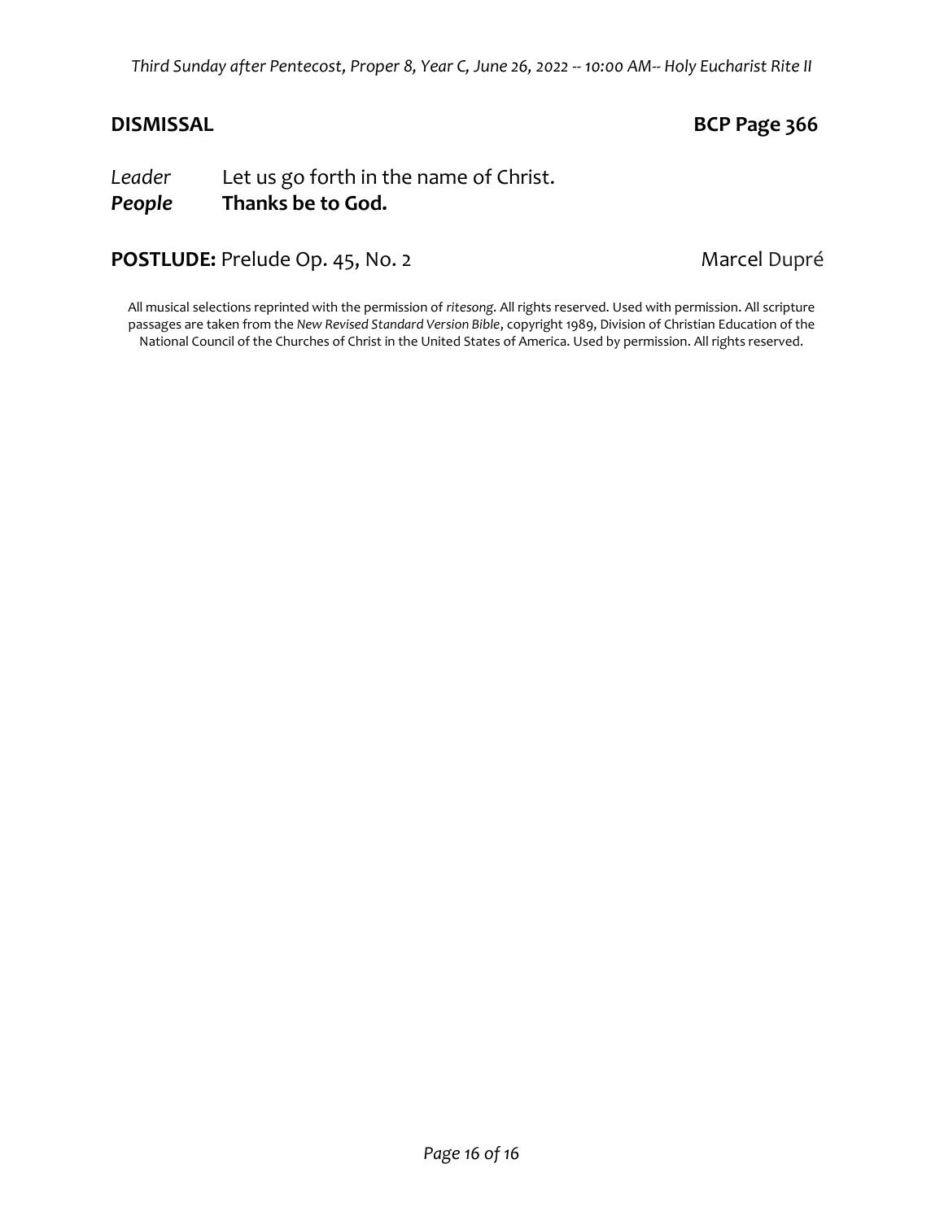## DISMISSAL BCP Page 366

*Leader* Let us go forth in the name of Christ.
***People*** **Thanks be to God.**

**POSTLUDE:** Prelude Op. 45, No. 2 Marcel Dupré

All musical selections reprinted with the permission of *ritesong*. All rights reserved. Used with permission. All scripture passages are taken from the *New Revised Standard Version Bible*, copyright 1989, Division of Christian Education of the National Council of the Churches of Christ in the United States of America. Used by permission. All rights reserved.